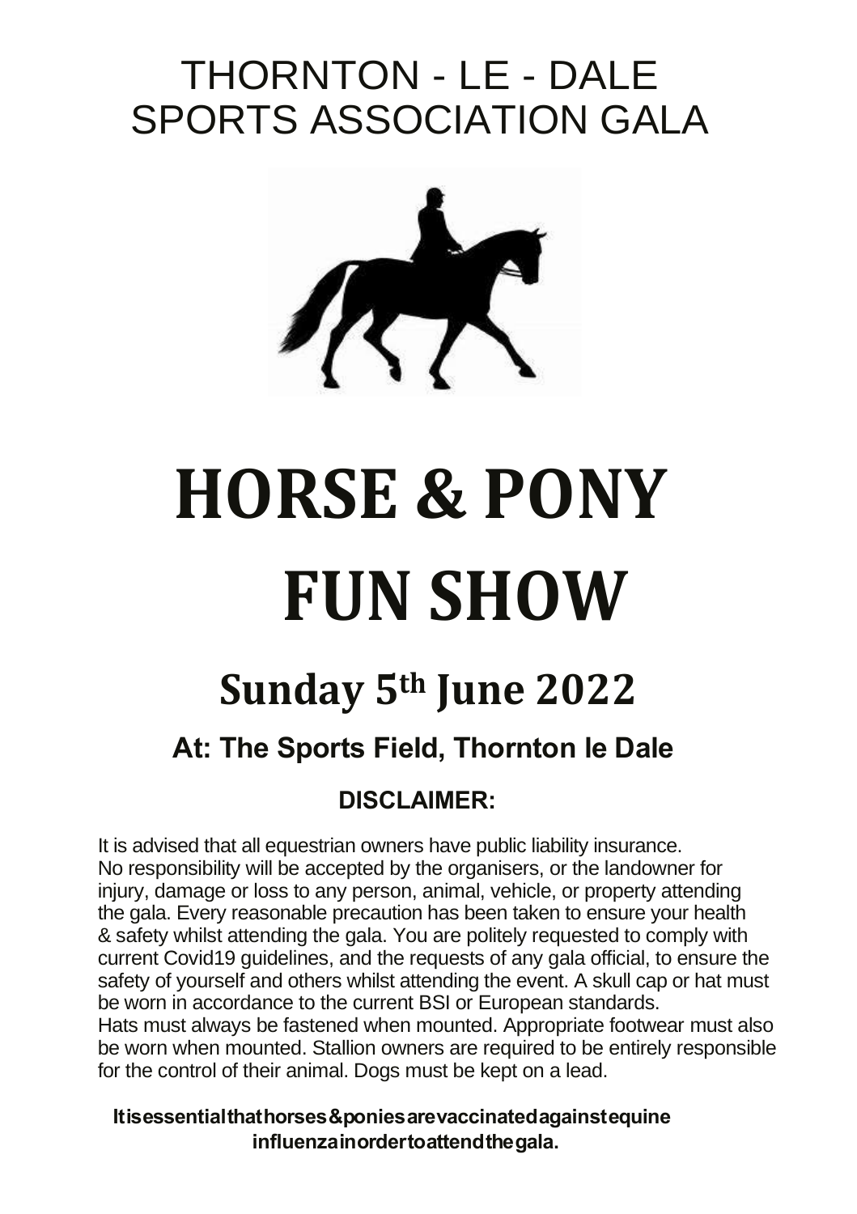# THORNTON - LE - DALE SPORTS ASSOCIATION GALA

# HORSE & PONY FUN SHOW

## Sunday 5th June 2022

### At: The Sports Field, Thornton le Dale

### DISCLAIMER:

It is advised that all equestrian owners have public liability insurance. No responsibility will be accepted by the organisers, or the landowner for injury, damage or loss to any person, animal, vehicle, or property attending the gala. Every reasonable precaution has been taken to ensure your health & safety whilst attending the gala. You are politely requested to comply with current Covid19 guidelines, and the requests of any gala official, to ensure the safety of yourself and others whilst attending the event. A skull cap or hat must be worn in accordance to the current BSI or European standards. Hats must always be fastened when mounted. Appropriate footwear must also be worn when mounted. Stallion owners are required to be entirely responsible for the control of their animal. Dogs must be kept on a lead.

**It is essential that horses & ponies are vaccinated against equine influenza in order to attend the gala.**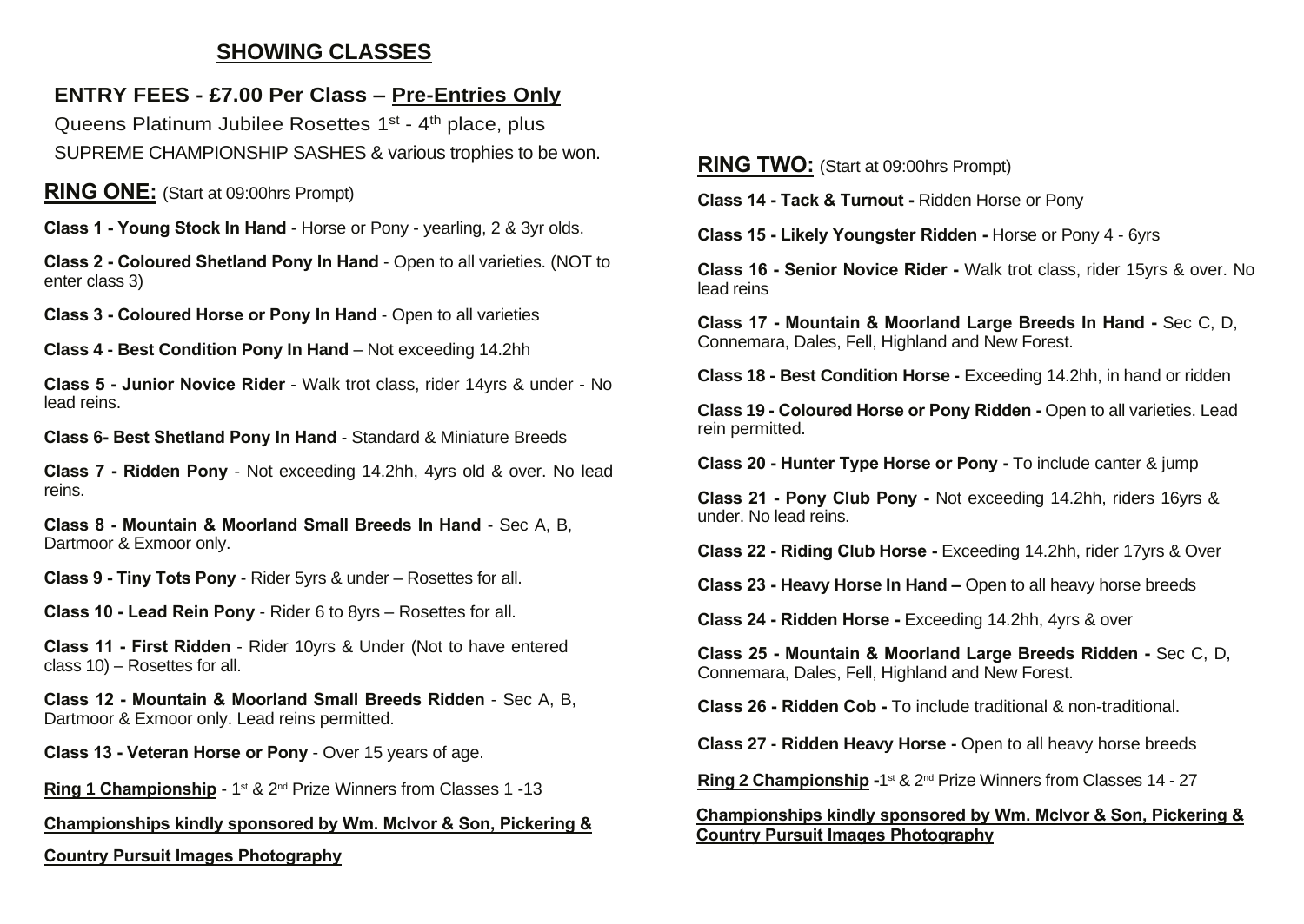## SHOWING CLASSES

**ENTRY FEES - £7.00 Per Class – Pre-Entries Only**

Queens Platinum Jubilee Rosettes 1st - 4th place, plus

SUPREME CHAMPIONSHIP SASHES & various trophies to be won.

### RING ONE: (Start at 09:00hrs Prompt)

**Class 1 - Young Stock In Hand** - Horse or Pony - yearling, 2 & 3yr olds.

**Class 2 - Coloured Shetland Pony In Hand** - Open to all varieties. (NOT to enter class 3)

**Class 3 - Coloured Horse or Pony In Hand** - Open to all varieties

**Class 4 - Best Condition Pony In Hand** – Not exceeding 14.2hh

**Class 5 - Junior Novice Rider** - Walk trot class, rider 14yrs & under - No lead reins.

**Class 6- Best Shetland Pony In Hand** - Standard & Miniature Breeds

**Class 7 - Ridden Pony** - Not exceeding 14.2hh, 4yrs old & over. No lead reins.

**Class 8 - Mountain & Moorland Small Breeds In Hand** - Sec A, B, Dartmoor & Exmoor only.

**Class 9 - Tiny Tots Pony** - Rider 5yrs & under – Rosettes for all.

**Class 10 - Lead Rein Pony** - Rider 6 to 8yrs – Rosettes for all.

**Class 11 - First Ridden** - Rider 10yrs & Under (Not to have entered class 10) – Rosettes for all.

**Class 12 - Mountain & Moorland Small Breeds Ridden** - Sec A, B, Dartmoor & Exmoor only. Lead reins permitted.

**Class 13 - Veteran Horse or Pony** - Over 15 years of age.

**Ring 1 Championship** - 1st & 2nd Prize Winners from Classes 1 -13

**Championships kindly sponsored by Wm. McIvor & Son, Pickering & Country Pursuit Images Photography**

### RING TWO: (Start at 09:00hrs Prompt)

**Class 14 - Tack & Turnout -** Ridden Horse or Pony

**Class 15 - Likely Youngster Ridden -** Horse or Pony 4 - 6yrs

**Class 16 - Senior Novice Rider -** Walk trot class, rider 15yrs & over. No lead reins

**Class 17 - Mountain & Moorland Large Breeds In Hand -** Sec C, D, Connemara, Dales, Fell, Highland and New Forest.

**Class 18 - Best Condition Horse -** Exceeding 14.2hh, in hand or ridden

**Class 19 - Coloured Horse or Pony Ridden -** Open to all varieties. Lead rein permitted.

**Class 20 - Hunter Type Horse or Pony -** To include canter & jump

**Class 21 - Pony Club Pony -** Not exceeding 14.2hh, riders 16yrs & under. No lead reins.

**Class 22 - Riding Club Horse -** Exceeding 14.2hh, rider 17yrs & Over

**Class 23 - Heavy Horse In Hand –** Open to all heavy horse breeds

**Class 24 - Ridden Horse -** Exceeding 14.2hh, 4yrs & over

**Class 25 - Mountain & Moorland Large Breeds Ridden -** Sec C, D, Connemara, Dales, Fell, Highland and New Forest.

**Class 26 - Ridden Cob -** To include traditional & non-traditional.

**Class 27 - Ridden Heavy Horse -** Open to all heavy horse breeds

**Ring 2 Championship** -1st & 2nd Prize Winners from Classes 14 - 27

**Championships kindly sponsored by Wm. McIvor & Son, Pickering & Country Pursuit Images Photography**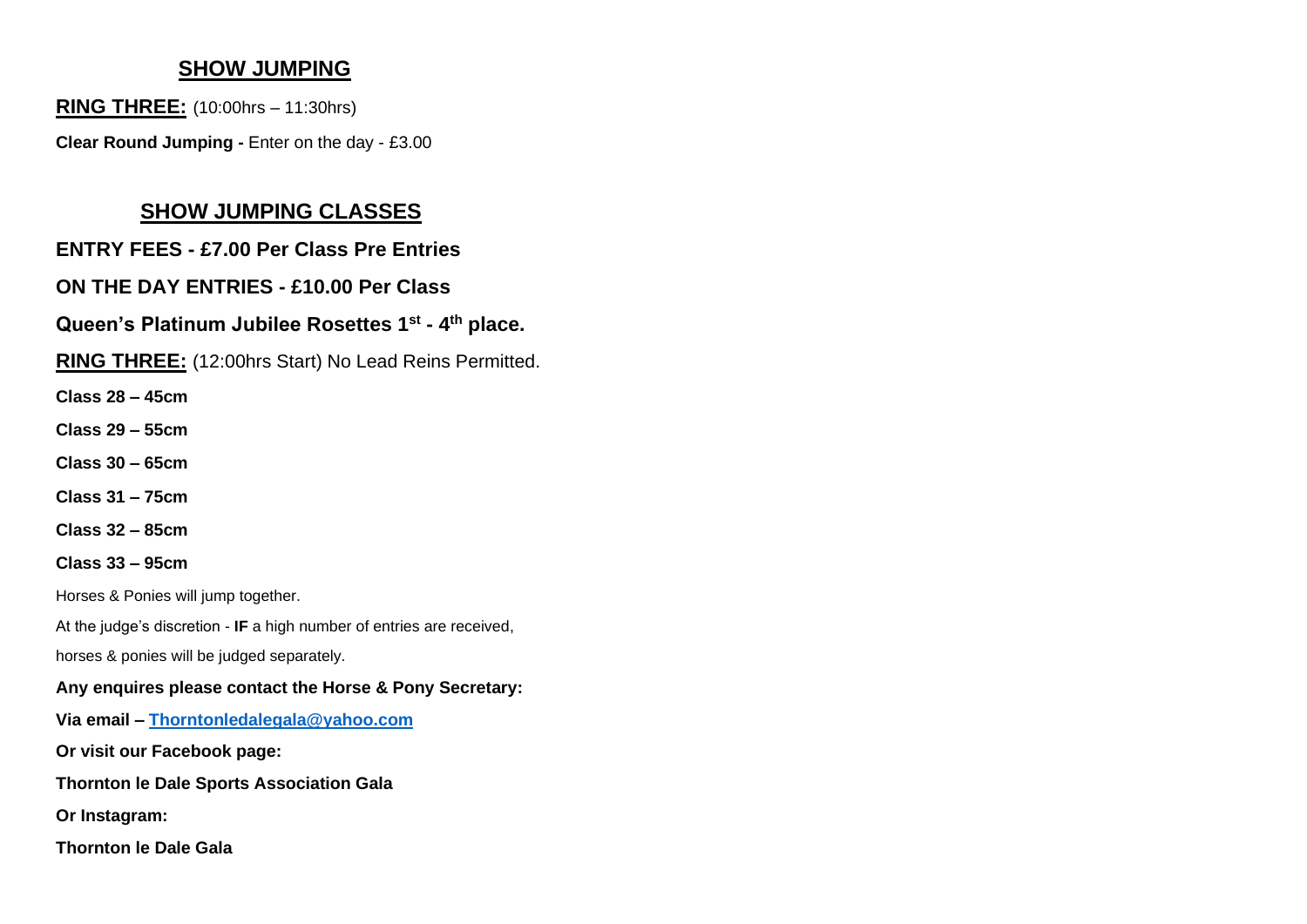## SHOW JUMPING

**RING THREE:** (10:00hrs – 11:30hrs)

**Clear Round Jumping -** Enter on the day - £3.00

## SHOW JUMPING CLASSES

**ENTRY FEES - £7.00 Per Class Pre Entries**

**ON THE DAY ENTRIES - £10.00 Per Class**

**Queen's Platinum Jubilee Rosettes 1st - 4th place.**

**RING THREE:** (12:00hrs Start) No Lead Reins Permitted.

**Class 28 – 45cm**

**Class 29 – 55cm**

**Class 30 – 65cm**

**Class 31 – 75cm**

**Class 32 – 85cm**

**Class 33 – 95cm**

Horses & Ponies will jump together.

At the judge's discretion - **IF** a high number of entries are received,

horses & ponies will be judged separately.

**Any enquires please contact the Horse & Pony Secretary:**

**Via email – Thorntonledalegala@yahoo.com**

**Or visit our Facebook page:**

**Thornton le Dale Sports Association Gala**

**Or Instagram:**

**Thornton le Dale Gala**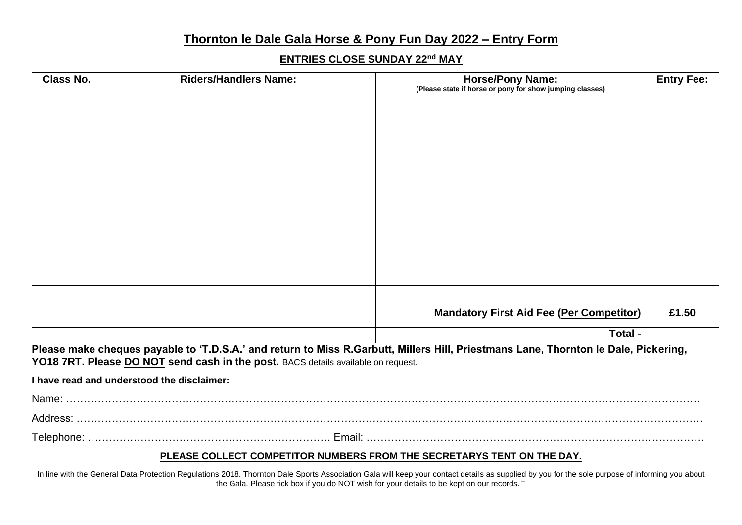# Thornton le Dale Gala Horse & Pony Fun Day 2022 – Entry Form

## ENTRIES CLOSE SUNDAY 22nd MAY

| Class No. | Riders/Handlers Name: | Horse/Pony Name: (Please state if horse or pony for show jumping classes) | Entry Fee: |
|---|---|---|---|
| | | | |
| | | | |
| | | | |
| | | | |
| | | | |
| | | | |
| | | | |
| | | | |
| | | | |
| | | | |
| | | **Mandatory First Aid Fee (Per Competitor)** | **£1.50** |
| | | **Total -** | |

**Please make cheques payable to 'T.D.S.A.' and return to Miss R.Garbutt, Millers Hill, Priestmans Lane, Thornton le Dale, Pickering, YO18 7RT. Please DO NOT send cash in the post.** BACS details available on request.

**I have read and understood the disclaimer:**

Name: ……………………………………………………………………………………………………………………………………………

Address: …………………………………………………………………………………………………………………………………………

Telephone: ……………………………………………………… Email: ……………………………………………………………………………

**PLEASE COLLECT COMPETITOR NUMBERS FROM THE SECRETARYS TENT ON THE DAY.**

In line with the General Data Protection Regulations 2018, Thornton Dale Sports Association Gala will keep your contact details as supplied by you for the sole purpose of informing you about the Gala. Please tick box if you do NOT wish for your details to be kept on our records. ☐